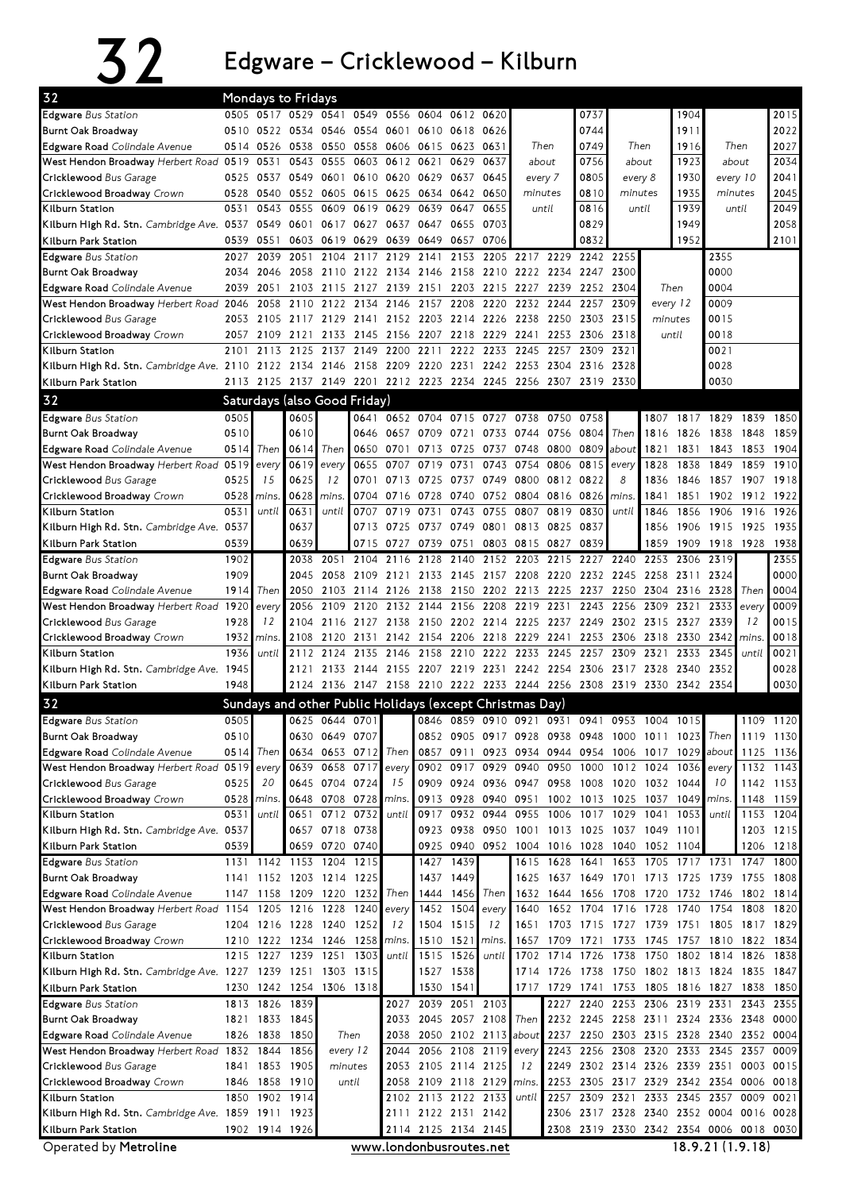# 32 Edgware – Cricklewood – Kilburn

## Mondays to Fridays

| Stop | | | | | | | | | | | | | | | |
|---|---|---|---|---|---|---|---|---|---|---|---|---|---|---|---|
| **Edgware** *Bus Station* | 0505 | 0517 | 0529 | 0541 | 0549 | 0556 | 0604 | 0612 | 0620 | Then about every 7 minutes until | 0737 | Then about every 8 minutes until | 1904 | Then about every 10 minutes until | 2015 |
| **Burnt Oak Broadway** | 0510 | 0522 | 0534 | 0546 | 0554 | 0601 | 0610 | 0618 | 0626 | | 0744 | | 1911 | | 2022 |
| **Edgware Road** *Colindale Avenue* | 0514 | 0526 | 0538 | 0550 | 0558 | 0606 | 0615 | 0623 | 0631 | | 0749 | | 1916 | | 2027 |
| **West Hendon Broadway** *Herbert Road* | 0519 | 0531 | 0543 | 0555 | 0603 | 0612 | 0621 | 0629 | 0637 | | 0756 | | 1923 | | 2034 |
| **Cricklewood** *Bus Garage* | 0525 | 0537 | 0549 | 0601 | 0610 | 0620 | 0629 | 0637 | 0645 | | 0805 | | 1930 | | 2041 |
| **Cricklewood Broadway** *Crown* | 0528 | 0540 | 0552 | 0605 | 0615 | 0625 | 0634 | 0642 | 0650 | | 0810 | | 1935 | | 2045 |
| **Kilburn Station** | 0531 | 0543 | 0555 | 0609 | 0619 | 0629 | 0639 | 0647 | 0655 | | 0816 | | 1939 | | 2049 |
| **Kilburn High Rd. Stn.** *Cambridge Ave.* | 0537 | 0549 | 0601 | 0617 | 0627 | 0637 | 0647 | 0655 | 0703 | | 0829 | | 1949 | | 2058 |
| **Kilburn Park Station** | 0539 | 0551 | 0603 | 0619 | 0629 | 0639 | 0649 | 0657 | 0706 | | 0832 | | 1952 | | 2101 |

| Stop | | | | | | | | | | | | | | | |
|---|---|---|---|---|---|---|---|---|---|---|---|---|---|---|---|
| **Edgware** *Bus Station* | 2027 | 2039 | 2051 | 2104 | 2117 | 2129 | 2141 | 2153 | 2205 | 2217 | 2229 | 2242 | 2255 | Then every 12 minutes until | 2355 |
| **Burnt Oak Broadway** | 2034 | 2046 | 2058 | 2110 | 2122 | 2134 | 2146 | 2158 | 2210 | 2222 | 2234 | 2247 | 2300 | | 0000 |
| **Edgware Road** *Colindale Avenue* | 2039 | 2051 | 2103 | 2115 | 2127 | 2139 | 2151 | 2203 | 2215 | 2227 | 2239 | 2252 | 2304 | | 0004 |
| **West Hendon Broadway** *Herbert Road* | 2046 | 2058 | 2110 | 2122 | 2134 | 2146 | 2157 | 2208 | 2220 | 2232 | 2244 | 2257 | 2309 | | 0009 |
| **Cricklewood** *Bus Garage* | 2053 | 2105 | 2117 | 2129 | 2141 | 2152 | 2203 | 2214 | 2226 | 2238 | 2250 | 2303 | 2315 | | 0015 |
| **Cricklewood Broadway** *Crown* | 2057 | 2109 | 2121 | 2133 | 2145 | 2156 | 2207 | 2218 | 2229 | 2241 | 2253 | 2306 | 2318 | | 0018 |
| **Kilburn Station** | 2101 | 2113 | 2125 | 2137 | 2149 | 2200 | 2211 | 2222 | 2233 | 2245 | 2257 | 2309 | 2321 | | 0021 |
| **Kilburn High Rd. Stn.** *Cambridge Ave.* | 2110 | 2122 | 2134 | 2146 | 2158 | 2209 | 2220 | 2231 | 2242 | 2253 | 2304 | 2316 | 2328 | | 0028 |
| **Kilburn Park Station** | 2113 | 2125 | 2137 | 2149 | 2201 | 2212 | 2223 | 2234 | 2245 | 2256 | 2307 | 2319 | 2330 | | 0030 |

## Saturdays (also Good Friday)

| Stop | | | | | | | | | | | | | | | | | | | |
|---|---|---|---|---|---|---|---|---|---|---|---|---|---|---|---|---|---|---|---|
| **Edgware** *Bus Station* | 0505 | Then every 15 mins. until | 0605 | Then every 12 mins. until | 0641 | 0652 | 0704 | 0715 | 0727 | 0738 | 0750 | 0758 | Then about every 8 mins. until | 1807 | 1817 | 1829 | 1839 | 1850 |
| **Burnt Oak Broadway** | 0510 | | 0610 | | 0646 | 0657 | 0709 | 0721 | 0733 | 0744 | 0756 | 0804 | | 1816 | 1826 | 1838 | 1848 | 1859 |
| **Edgware Road** *Colindale Avenue* | 0514 | | 0614 | | 0650 | 0701 | 0713 | 0725 | 0737 | 0748 | 0800 | 0809 | | 1821 | 1831 | 1843 | 1853 | 1904 |
| **West Hendon Broadway** *Herbert Road* | 0519 | | 0619 | | 0655 | 0707 | 0719 | 0731 | 0743 | 0754 | 0806 | 0815 | | 1828 | 1838 | 1849 | 1859 | 1910 |
| **Cricklewood** *Bus Garage* | 0525 | | 0625 | | 0701 | 0713 | 0725 | 0737 | 0749 | 0800 | 0812 | 0822 | | 1836 | 1846 | 1857 | 1907 | 1918 |
| **Cricklewood Broadway** *Crown* | 0528 | | 0628 | | 0704 | 0716 | 0728 | 0740 | 0752 | 0804 | 0816 | 0826 | | 1841 | 1851 | 1902 | 1912 | 1922 |
| **Kilburn Station** | 0531 | | 0631 | | 0707 | 0719 | 0731 | 0743 | 0755 | 0807 | 0819 | 0830 | | 1846 | 1856 | 1906 | 1916 | 1926 |
| **Kilburn High Rd. Stn.** *Cambridge Ave.* | 0537 | | 0637 | | 0713 | 0725 | 0737 | 0749 | 0801 | 0813 | 0825 | 0837 | | 1856 | 1906 | 1915 | 1925 | 1935 |
| **Kilburn Park Station** | 0539 | | 0639 | | 0715 | 0727 | 0739 | 0751 | 0803 | 0815 | 0827 | 0839 | | 1859 | 1909 | 1918 | 1928 | 1938 |

| Stop | | | | | | | | | | | | | | | | | | |
|---|---|---|---|---|---|---|---|---|---|---|---|---|---|---|---|---|---|---|
| **Edgware** *Bus Station* | 1902 | Then every 12 mins. until | 2038 | 2051 | 2104 | 2116 | 2128 | 2140 | 2152 | 2203 | 2215 | 2227 | 2240 | 2253 | 2306 | 2319 | Then every 12 mins. until | 2355 |
| **Burnt Oak Broadway** | 1909 | | 2045 | 2058 | 2109 | 2121 | 2133 | 2145 | 2157 | 2208 | 2220 | 2232 | 2245 | 2258 | 2311 | 2324 | | 0000 |
| **Edgware Road** *Colindale Avenue* | 1914 | | 2050 | 2103 | 2114 | 2126 | 2138 | 2150 | 2202 | 2213 | 2225 | 2237 | 2250 | 2304 | 2316 | 2328 | | 0004 |
| **West Hendon Broadway** *Herbert Road* | 1920 | | 2056 | 2109 | 2120 | 2132 | 2144 | 2156 | 2208 | 2219 | 2231 | 2243 | 2256 | 2309 | 2321 | 2333 | | 0009 |
| **Cricklewood** *Bus Garage* | 1928 | | 2104 | 2116 | 2127 | 2138 | 2150 | 2202 | 2214 | 2225 | 2237 | 2249 | 2302 | 2315 | 2327 | 2339 | | 0015 |
| **Cricklewood Broadway** *Crown* | 1932 | | 2108 | 2120 | 2131 | 2142 | 2154 | 2206 | 2218 | 2229 | 2241 | 2253 | 2306 | 2318 | 2330 | 2342 | | 0018 |
| **Kilburn Station** | 1936 | | 2112 | 2124 | 2135 | 2146 | 2158 | 2210 | 2222 | 2233 | 2245 | 2257 | 2309 | 2321 | 2333 | 2345 | | 0021 |
| **Kilburn High Rd. Stn.** *Cambridge Ave.* | 1945 | | 2121 | 2133 | 2144 | 2155 | 2207 | 2219 | 2231 | 2242 | 2254 | 2306 | 2317 | 2328 | 2340 | 2352 | | 0028 |
| **Kilburn Park Station** | 1948 | | 2124 | 2136 | 2147 | 2158 | 2210 | 2222 | 2233 | 2244 | 2256 | 2308 | 2319 | 2330 | 2342 | 2354 | | 0030 |

## Sundays and other Public Holidays (except Christmas Day)

| Stop | | | | | | | | | | | | | | | | | | | |
|---|---|---|---|---|---|---|---|---|---|---|---|---|---|---|---|---|---|---|---|
| **Edgware** *Bus Station* | 0505 | Then every 20 mins. until | 0625 | 0644 | 0701 | Then every 15 mins. until | 0846 | 0859 | 0910 | 0921 | 0931 | 0941 | 0953 | 1004 | 1015 | Then about every 10 mins. until | 1109 | 1120 |
| **Burnt Oak Broadway** | 0510 | | 0630 | 0649 | 0707 | | 0852 | 0905 | 0917 | 0928 | 0938 | 0948 | 1000 | 1011 | 1023 | | 1119 | 1130 |
| **Edgware Road** *Colindale Avenue* | 0514 | | 0634 | 0653 | 0712 | | 0857 | 0911 | 0923 | 0934 | 0944 | 0954 | 1006 | 1017 | 1029 | | 1125 | 1136 |
| **West Hendon Broadway** *Herbert Road* | 0519 | | 0639 | 0658 | 0717 | | 0902 | 0917 | 0929 | 0940 | 0950 | 1000 | 1012 | 1024 | 1036 | | 1132 | 1143 |
| **Cricklewood** *Bus Garage* | 0525 | | 0645 | 0704 | 0724 | | 0909 | 0924 | 0936 | 0947 | 0958 | 1008 | 1020 | 1032 | 1044 | | 1142 | 1153 |
| **Cricklewood Broadway** *Crown* | 0528 | | 0648 | 0708 | 0728 | | 0913 | 0928 | 0940 | 0951 | 1002 | 1013 | 1025 | 1037 | 1049 | | 1148 | 1159 |
| **Kilburn Station** | 0531 | | 0651 | 0712 | 0732 | | 0917 | 0932 | 0944 | 0955 | 1006 | 1017 | 1029 | 1041 | 1053 | | 1153 | 1204 |
| **Kilburn High Rd. Stn.** *Cambridge Ave.* | 0537 | | 0657 | 0718 | 0738 | | 0923 | 0938 | 0950 | 1001 | 1013 | 1025 | 1037 | 1049 | 1101 | | 1203 | 1215 |
| **Kilburn Park Station** | 0539 | | 0659 | 0720 | 0740 | | 0925 | 0940 | 0952 | 1004 | 1016 | 1028 | 1040 | 1052 | 1104 | | 1206 | 1218 |

| Stop | | | | | | | | | | | | | | | | | | | |
|---|---|---|---|---|---|---|---|---|---|---|---|---|---|---|---|---|---|---|---|
| **Edgware** *Bus Station* | 1131 | 1142 | 1153 | 1204 | 1215 | Then every 12 mins. until | 1427 | 1439 | Then every 12 mins. until | 1615 | 1628 | 1641 | 1653 | 1705 | 1717 | 1731 | 1747 | 1800 |
| **Burnt Oak Broadway** | 1141 | 1152 | 1203 | 1214 | 1225 | | 1437 | 1449 | | 1625 | 1637 | 1649 | 1701 | 1713 | 1725 | 1739 | 1755 | 1808 |
| **Edgware Road** *Colindale Avenue* | 1147 | 1158 | 1209 | 1220 | 1232 | | 1444 | 1456 | | 1632 | 1644 | 1656 | 1708 | 1720 | 1732 | 1746 | 1802 | 1814 |
| **West Hendon Broadway** *Herbert Road* | 1154 | 1205 | 1216 | 1228 | 1240 | | 1452 | 1504 | | 1640 | 1652 | 1704 | 1716 | 1728 | 1740 | 1754 | 1808 | 1820 |
| **Cricklewood** *Bus Garage* | 1204 | 1216 | 1228 | 1240 | 1252 | | 1504 | 1515 | | 1651 | 1703 | 1715 | 1727 | 1739 | 1751 | 1805 | 1817 | 1829 |
| **Cricklewood Broadway** *Crown* | 1210 | 1222 | 1234 | 1246 | 1258 | | 1510 | 1521 | | 1657 | 1709 | 1721 | 1733 | 1745 | 1757 | 1810 | 1822 | 1834 |
| **Kilburn Station** | 1215 | 1227 | 1239 | 1251 | 1303 | | 1515 | 1526 | | 1702 | 1714 | 1726 | 1738 | 1750 | 1802 | 1814 | 1826 | 1838 |
| **Kilburn High Rd. Stn.** *Cambridge Ave.* | 1227 | 1239 | 1251 | 1303 | 1315 | | 1527 | 1538 | | 1714 | 1726 | 1738 | 1750 | 1802 | 1813 | 1824 | 1835 | 1847 |
| **Kilburn Park Station** | 1230 | 1242 | 1254 | 1306 | 1318 | | 1530 | 1541 | | 1717 | 1729 | 1741 | 1753 | 1805 | 1816 | 1827 | 1838 | 1850 |

| Stop | | | | | | | | | | | | | | | | | |
|---|---|---|---|---|---|---|---|---|---|---|---|---|---|---|---|---|---|
| **Edgware** *Bus Station* | 1813 | 1826 | 1839 | Then every 12 minutes until | 2027 | 2039 | 2051 | 2103 | Then about every 12 mins. until | 2227 | 2240 | 2253 | 2306 | 2319 | 2331 | 2343 | 2355 |
| **Burnt Oak Broadway** | 1821 | 1833 | 1845 | | 2033 | 2045 | 2057 | 2108 | | 2232 | 2245 | 2258 | 2311 | 2324 | 2336 | 2348 | 0000 |
| **Edgware Road** *Colindale Avenue* | 1826 | 1838 | 1850 | | 2038 | 2050 | 2102 | 2113 | | 2237 | 2250 | 2303 | 2315 | 2328 | 2340 | 2352 | 0004 |
| **West Hendon Broadway** *Herbert Road* | 1832 | 1844 | 1856 | | 2044 | 2056 | 2108 | 2119 | | 2243 | 2256 | 2308 | 2320 | 2333 | 2345 | 2357 | 0009 |
| **Cricklewood** *Bus Garage* | 1841 | 1853 | 1905 | | 2053 | 2105 | 2114 | 2125 | | 2249 | 2302 | 2314 | 2326 | 2339 | 2351 | 0003 | 0015 |
| **Cricklewood Broadway** *Crown* | 1846 | 1858 | 1910 | | 2058 | 2109 | 2118 | 2129 | | 2253 | 2305 | 2317 | 2329 | 2342 | 2354 | 0006 | 0018 |
| **Kilburn Station** | 1850 | 1902 | 1914 | | 2102 | 2113 | 2122 | 2133 | | 2257 | 2309 | 2321 | 2333 | 2345 | 2357 | 0009 | 0021 |
| **Kilburn High Rd. Stn.** *Cambridge Ave.* | 1859 | 1911 | 1923 | | 2111 | 2122 | 2131 | 2142 | | 2306 | 2317 | 2328 | 2340 | 2352 | 0004 | 0016 | 0028 |
| **Kilburn Park Station** | 1902 | 1914 | 1926 | | 2114 | 2125 | 2134 | 2145 | | 2308 | 2319 | 2330 | 2342 | 2354 | 0006 | 0018 | 0030 |

Operated by **Metroline** — www.londonbusroutes.net — 18.9.21 (1.9.18)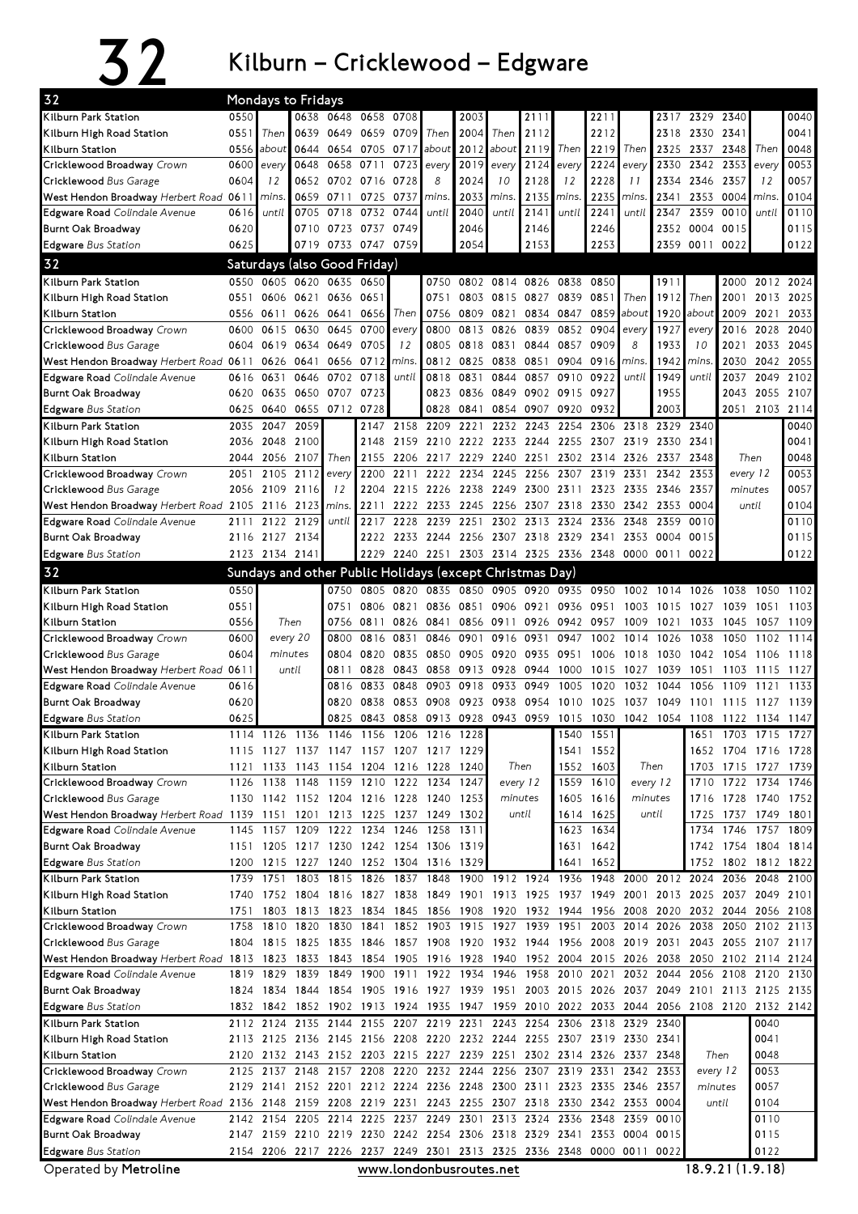# 32 Kilburn – Cricklewood – Edgware

## Mondays to Fridays

| 32 | | | | | | | | | | | | | | | | | | | | |
|---|---|---|---|---|---|---|---|---|---|---|---|---|---|---|---|---|---|---|---|---|
| Kilburn Park Station | 0550 | | 0638 | 0648 | 0658 | 0708 | | 2003 | | 2111 | | 2211 | | 2317 | 2329 | 2340 | | 0040 |
| Kilburn High Road Station | 0551 | Then | 0639 | 0649 | 0659 | 0709 | Then | 2004 | Then | 2112 | | 2212 | | 2318 | 2330 | 2341 | | 0041 |
| Kilburn Station | 0556 | about | 0644 | 0654 | 0705 | 0717 | about | 2012 | about | 2119 | Then | 2219 | Then | 2325 | 2337 | 2348 | Then | 0048 |
| Cricklewood Broadway *Crown* | 0600 | every | 0648 | 0658 | 0711 | 0723 | every | 2019 | every | 2124 | every | 2224 | every | 2330 | 2342 | 2353 | every | 0053 |
| Cricklewood *Bus Garage* | 0604 | 12 | 0652 | 0702 | 0716 | 0728 | 8 | 2024 | 10 | 2128 | 12 | 2228 | 11 | 2334 | 2346 | 2357 | 12 | 0057 |
| West Hendon Broadway *Herbert Road* | 0611 | mins. | 0659 | 0711 | 0725 | 0737 | mins. | 2033 | mins. | 2135 | mins. | 2235 | mins. | 2341 | 2353 | 0004 | mins. | 0104 |
| Edgware Road *Colindale Avenue* | 0616 | until | 0705 | 0718 | 0732 | 0744 | until | 2040 | until | 2141 | until | 2241 | until | 2347 | 2359 | 0010 | until | 0110 |
| Burnt Oak Broadway | 0620 | | 0710 | 0723 | 0737 | 0749 | | 2046 | | 2146 | | 2246 | | 2352 | 0004 | 0015 | | 0115 |
| Edgware *Bus Station* | 0625 | | 0719 | 0733 | 0747 | 0759 | | 2054 | | 2153 | | 2253 | | 2359 | 0011 | 0022 | | 0122 |

## Saturdays (also Good Friday)

| 32 | | | | | | | | | | | | | | | | | | | | |
|---|---|---|---|---|---|---|---|---|---|---|---|---|---|---|---|---|---|---|---|---|
| Kilburn Park Station | 0550 | 0605 | 0620 | 0635 | 0650 | | 0750 | 0802 | 0814 | 0826 | 0838 | 0850 | | 1911 | | 2000 | 2012 | 2024 |
| Kilburn High Road Station | 0551 | 0606 | 0621 | 0636 | 0651 | | 0751 | 0803 | 0815 | 0827 | 0839 | 0851 | Then | 1912 | Then | 2001 | 2013 | 2025 |
| Kilburn Station | 0556 | 0611 | 0626 | 0641 | 0656 | Then | 0756 | 0809 | 0821 | 0834 | 0847 | 0859 | about | 1920 | about | 2009 | 2021 | 2033 |
| Cricklewood Broadway *Crown* | 0600 | 0615 | 0630 | 0645 | 0700 | every | 0800 | 0813 | 0826 | 0839 | 0852 | 0904 | every | 1927 | every | 2016 | 2028 | 2040 |
| Cricklewood *Bus Garage* | 0604 | 0619 | 0634 | 0649 | 0705 | 12 | 0805 | 0818 | 0831 | 0844 | 0857 | 0909 | 8 | 1933 | 10 | 2021 | 2033 | 2045 |
| West Hendon Broadway *Herbert Road* | 0611 | 0626 | 0641 | 0656 | 0712 | mins. | 0812 | 0825 | 0838 | 0851 | 0904 | 0916 | mins. | 1942 | mins. | 2030 | 2042 | 2055 |
| Edgware Road *Colindale Avenue* | 0616 | 0631 | 0646 | 0702 | 0718 | until | 0818 | 0831 | 0844 | 0857 | 0910 | 0922 | until | 1949 | until | 2037 | 2049 | 2102 |
| Burnt Oak Broadway | 0620 | 0635 | 0650 | 0707 | 0723 | | 0823 | 0836 | 0849 | 0902 | 0915 | 0927 | | 1955 | | 2043 | 2055 | 2107 |
| Edgware *Bus Station* | 0625 | 0640 | 0655 | 0712 | 0728 | | 0828 | 0841 | 0854 | 0907 | 0920 | 0932 | | 2003 | | 2051 | 2103 | 2114 |

| 32 | | | | | | | | | | | | | | | | | | |
|---|---|---|---|---|---|---|---|---|---|---|---|---|---|---|---|---|---|---|
| Kilburn Park Station | 2035 | 2047 | 2059 | | 2147 | 2158 | 2209 | 2221 | 2232 | 2243 | 2254 | 2306 | 2318 | 2329 | 2340 | | 0040 |
| Kilburn High Road Station | 2036 | 2048 | 2100 | | 2148 | 2159 | 2210 | 2222 | 2233 | 2244 | 2255 | 2307 | 2319 | 2330 | 2341 | | 0041 |
| Kilburn Station | 2044 | 2056 | 2107 | Then | 2155 | 2206 | 2217 | 2229 | 2240 | 2251 | 2302 | 2314 | 2326 | 2337 | 2348 | Then | 0048 |
| Cricklewood Broadway *Crown* | 2051 | 2105 | 2112 | every | 2200 | 2211 | 2222 | 2234 | 2245 | 2256 | 2307 | 2319 | 2331 | 2342 | 2353 | every 12 | 0053 |
| Cricklewood *Bus Garage* | 2056 | 2109 | 2116 | 12 | 2204 | 2215 | 2226 | 2238 | 2249 | 2300 | 2311 | 2323 | 2335 | 2346 | 2357 | minutes | 0057 |
| West Hendon Broadway *Herbert Road* | 2105 | 2116 | 2123 | mins. | 2211 | 2222 | 2233 | 2245 | 2256 | 2307 | 2318 | 2330 | 2342 | 2353 | 0004 | until | 0104 |
| Edgware Road *Colindale Avenue* | 2111 | 2122 | 2129 | until | 2217 | 2228 | 2239 | 2251 | 2302 | 2313 | 2324 | 2336 | 2348 | 2359 | 0010 | | 0110 |
| Burnt Oak Broadway | 2116 | 2127 | 2134 | | 2222 | 2233 | 2244 | 2256 | 2307 | 2318 | 2329 | 2341 | 2353 | 0004 | 0015 | | 0115 |
| Edgware *Bus Station* | 2123 | 2134 | 2141 | | 2229 | 2240 | 2251 | 2303 | 2314 | 2325 | 2336 | 2348 | 0000 | 0011 | 0022 | | 0122 |

## Sundays and other Public Holidays (except Christmas Day)

| 32 | | | | | | | | | | | | | | | | | |
|---|---|---|---|---|---|---|---|---|---|---|---|---|---|---|---|---|---|
| Kilburn Park Station | 0550 | | 0750 | 0805 | 0820 | 0835 | 0850 | 0905 | 0920 | 0935 | 0950 | 1002 | 1014 | 1026 | 1038 | 1050 | 1102 |
| Kilburn High Road Station | 0551 | | 0751 | 0806 | 0821 | 0836 | 0851 | 0906 | 0921 | 0936 | 0951 | 1003 | 1015 | 1027 | 1039 | 1051 | 1103 |
| Kilburn Station | 0556 | Then | 0756 | 0811 | 0826 | 0841 | 0856 | 0911 | 0926 | 0942 | 0957 | 1009 | 1021 | 1033 | 1045 | 1057 | 1109 |
| Cricklewood Broadway *Crown* | 0600 | every 20 | 0800 | 0816 | 0831 | 0846 | 0901 | 0916 | 0931 | 0947 | 1002 | 1014 | 1026 | 1038 | 1050 | 1102 | 1114 |
| Cricklewood *Bus Garage* | 0604 | minutes | 0804 | 0820 | 0835 | 0850 | 0905 | 0920 | 0935 | 0951 | 1006 | 1018 | 1030 | 1042 | 1054 | 1106 | 1118 |
| West Hendon Broadway *Herbert Road* | 0611 | until | 0811 | 0828 | 0843 | 0858 | 0913 | 0928 | 0944 | 1000 | 1015 | 1027 | 1039 | 1051 | 1103 | 1115 | 1127 |
| Edgware Road *Colindale Avenue* | 0616 | | 0816 | 0833 | 0848 | 0903 | 0918 | 0933 | 0949 | 1005 | 1020 | 1032 | 1044 | 1056 | 1109 | 1121 | 1133 |
| Burnt Oak Broadway | 0620 | | 0820 | 0838 | 0853 | 0908 | 0923 | 0938 | 0954 | 1010 | 1025 | 1037 | 1049 | 1101 | 1115 | 1127 | 1139 |
| Edgware *Bus Station* | 0625 | | 0825 | 0843 | 0858 | 0913 | 0928 | 0943 | 0959 | 1015 | 1030 | 1042 | 1054 | 1108 | 1122 | 1134 | 1147 |

| 32 | | | | | | | | | | | | | | | | | |
|---|---|---|---|---|---|---|---|---|---|---|---|---|---|---|---|---|---|
| Kilburn Park Station | 1114 | 1126 | 1136 | 1146 | 1156 | 1206 | 1216 | 1228 | | 1540 | 1551 | | 1651 | 1703 | 1715 | 1727 |
| Kilburn High Road Station | 1115 | 1127 | 1137 | 1147 | 1157 | 1207 | 1217 | 1229 | | 1541 | 1552 | | 1652 | 1704 | 1716 | 1728 |
| Kilburn Station | 1121 | 1133 | 1143 | 1154 | 1204 | 1216 | 1228 | 1240 | Then | 1552 | 1603 | Then | 1703 | 1715 | 1727 | 1739 |
| Cricklewood Broadway *Crown* | 1126 | 1138 | 1148 | 1159 | 1210 | 1222 | 1234 | 1247 | every 12 | 1559 | 1610 | every 12 | 1710 | 1722 | 1734 | 1746 |
| Cricklewood *Bus Garage* | 1130 | 1142 | 1152 | 1204 | 1216 | 1228 | 1240 | 1253 | minutes | 1605 | 1616 | minutes | 1716 | 1728 | 1740 | 1752 |
| West Hendon Broadway *Herbert Road* | 1139 | 1151 | 1201 | 1213 | 1225 | 1237 | 1249 | 1302 | until | 1614 | 1625 | until | 1725 | 1737 | 1749 | 1801 |
| Edgware Road *Colindale Avenue* | 1145 | 1157 | 1209 | 1222 | 1234 | 1246 | 1258 | 1311 | | 1623 | 1634 | | 1734 | 1746 | 1757 | 1809 |
| Burnt Oak Broadway | 1151 | 1205 | 1217 | 1230 | 1242 | 1254 | 1306 | 1319 | | 1631 | 1642 | | 1742 | 1754 | 1804 | 1814 |
| Edgware *Bus Station* | 1200 | 1215 | 1227 | 1240 | 1252 | 1304 | 1316 | 1329 | | 1641 | 1652 | | 1752 | 1802 | 1812 | 1822 |

| 32 | | | | | | | | | | | | | | | | | |
|---|---|---|---|---|---|---|---|---|---|---|---|---|---|---|---|---|---|
| Kilburn Park Station | 1739 | 1751 | 1803 | 1815 | 1826 | 1837 | 1848 | 1900 | 1912 | 1924 | 1936 | 1948 | 2000 | 2012 | 2024 | 2036 | 2048 | 2100 |
| Kilburn High Road Station | 1740 | 1752 | 1804 | 1816 | 1827 | 1838 | 1849 | 1901 | 1913 | 1925 | 1937 | 1949 | 2001 | 2013 | 2025 | 2037 | 2049 | 2101 |
| Kilburn Station | 1751 | 1803 | 1813 | 1823 | 1834 | 1845 | 1856 | 1908 | 1920 | 1932 | 1944 | 1956 | 2008 | 2020 | 2032 | 2044 | 2056 | 2108 |
| Cricklewood Broadway *Crown* | 1758 | 1810 | 1820 | 1830 | 1841 | 1852 | 1903 | 1915 | 1927 | 1939 | 1951 | 2003 | 2014 | 2026 | 2038 | 2050 | 2102 | 2113 |
| Cricklewood *Bus Garage* | 1804 | 1815 | 1825 | 1835 | 1846 | 1857 | 1908 | 1920 | 1932 | 1944 | 1956 | 2008 | 2019 | 2031 | 2043 | 2055 | 2107 | 2117 |
| West Hendon Broadway *Herbert Road* | 1813 | 1823 | 1833 | 1843 | 1854 | 1905 | 1916 | 1928 | 1940 | 1952 | 2004 | 2015 | 2026 | 2038 | 2050 | 2102 | 2114 | 2124 |
| Edgware Road *Colindale Avenue* | 1819 | 1829 | 1839 | 1849 | 1900 | 1911 | 1922 | 1934 | 1946 | 1958 | 2010 | 2021 | 2032 | 2044 | 2056 | 2108 | 2120 | 2130 |
| Burnt Oak Broadway | 1824 | 1834 | 1844 | 1854 | 1905 | 1916 | 1927 | 1939 | 1951 | 2003 | 2015 | 2026 | 2037 | 2049 | 2101 | 2113 | 2125 | 2135 |
| Edgware *Bus Station* | 1832 | 1842 | 1852 | 1902 | 1913 | 1924 | 1935 | 1947 | 1959 | 2010 | 2022 | 2033 | 2044 | 2056 | 2108 | 2120 | 2132 | 2142 |

| 32 | | | | | | | | | | | | | | | | | |
|---|---|---|---|---|---|---|---|---|---|---|---|---|---|---|---|---|---|
| Kilburn Park Station | 2112 | 2124 | 2135 | 2144 | 2155 | 2207 | 2219 | 2231 | 2243 | 2254 | 2306 | 2318 | 2329 | 2340 | | 0040 |
| Kilburn High Road Station | 2113 | 2125 | 2136 | 2145 | 2156 | 2208 | 2220 | 2232 | 2244 | 2255 | 2307 | 2319 | 2330 | 2341 | | 0041 |
| Kilburn Station | 2120 | 2132 | 2143 | 2152 | 2203 | 2215 | 2227 | 2239 | 2251 | 2302 | 2314 | 2326 | 2337 | 2348 | Then | 0048 |
| Cricklewood Broadway *Crown* | 2125 | 2137 | 2148 | 2157 | 2208 | 2220 | 2232 | 2244 | 2256 | 2307 | 2319 | 2331 | 2342 | 2353 | every 12 | 0053 |
| Cricklewood *Bus Garage* | 2129 | 2141 | 2152 | 2201 | 2212 | 2224 | 2236 | 2248 | 2300 | 2311 | 2323 | 2335 | 2346 | 2357 | minutes | 0057 |
| West Hendon Broadway *Herbert Road* | 2136 | 2148 | 2159 | 2208 | 2219 | 2231 | 2243 | 2255 | 2307 | 2318 | 2330 | 2342 | 2353 | 0004 | until | 0104 |
| Edgware Road *Colindale Avenue* | 2142 | 2154 | 2205 | 2214 | 2225 | 2237 | 2249 | 2301 | 2313 | 2324 | 2336 | 2348 | 2359 | 0010 | | 0110 |
| Burnt Oak Broadway | 2147 | 2159 | 2210 | 2219 | 2230 | 2242 | 2254 | 2306 | 2318 | 2329 | 2341 | 2353 | 0004 | 0015 | | 0115 |
| Edgware *Bus Station* | 2154 | 2206 | 2217 | 2226 | 2237 | 2249 | 2301 | 2313 | 2325 | 2336 | 2348 | 0000 | 0011 | 0022 | | 0122 |

Operated by **Metroline** www.londonbusroutes.net 18.9.21 (1.9.18)